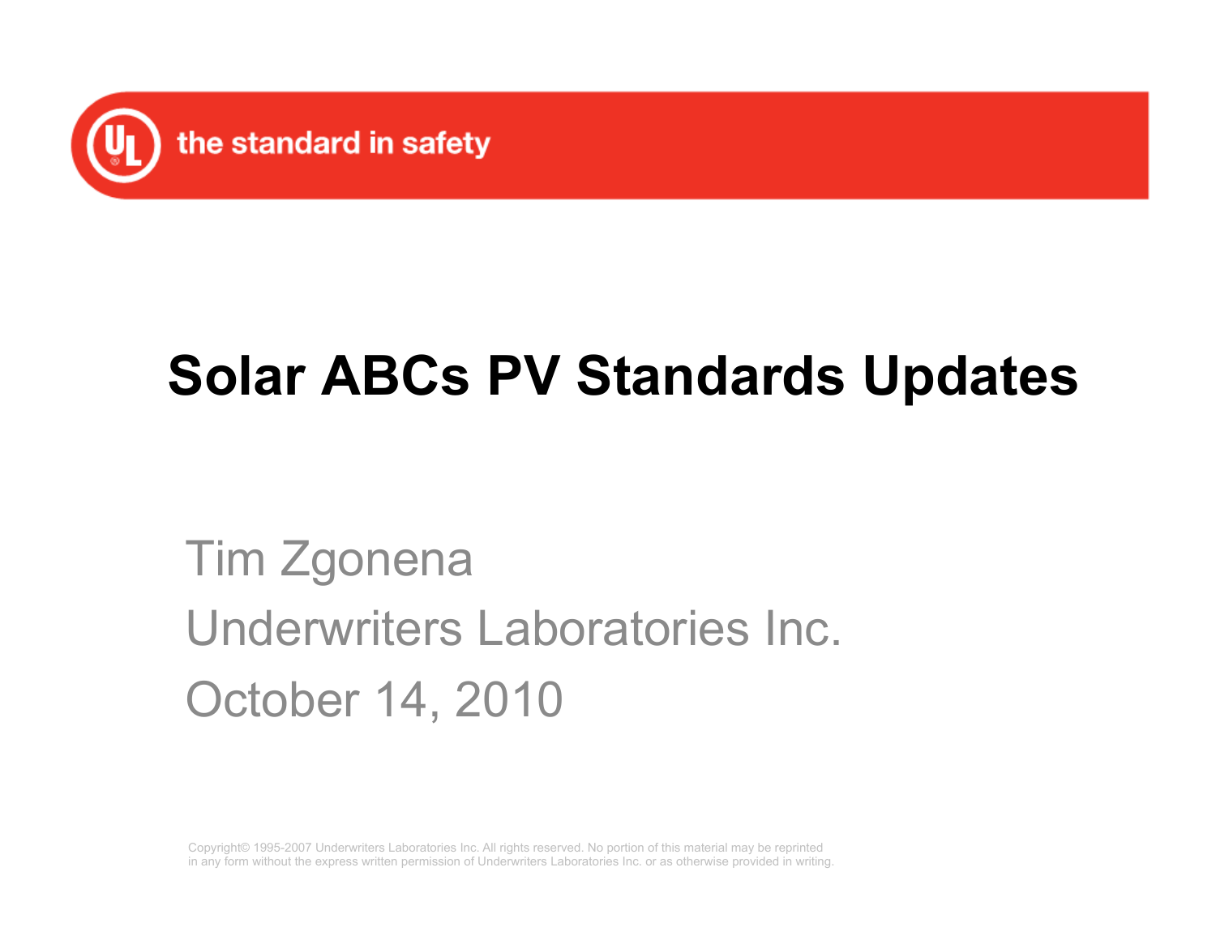the standard in safety

# Solar ABCs PV Standards Updates

Tim Zgonena

Underwriters Laboratories Inc.

October 14, 2010

Copyright© 1995-2007 Underwriters Laboratories Inc. All rights reserved. No portion of this material may be reprinted in any form without the express written permission of Underwriters Laboratories Inc. or as otherwise provided in writing.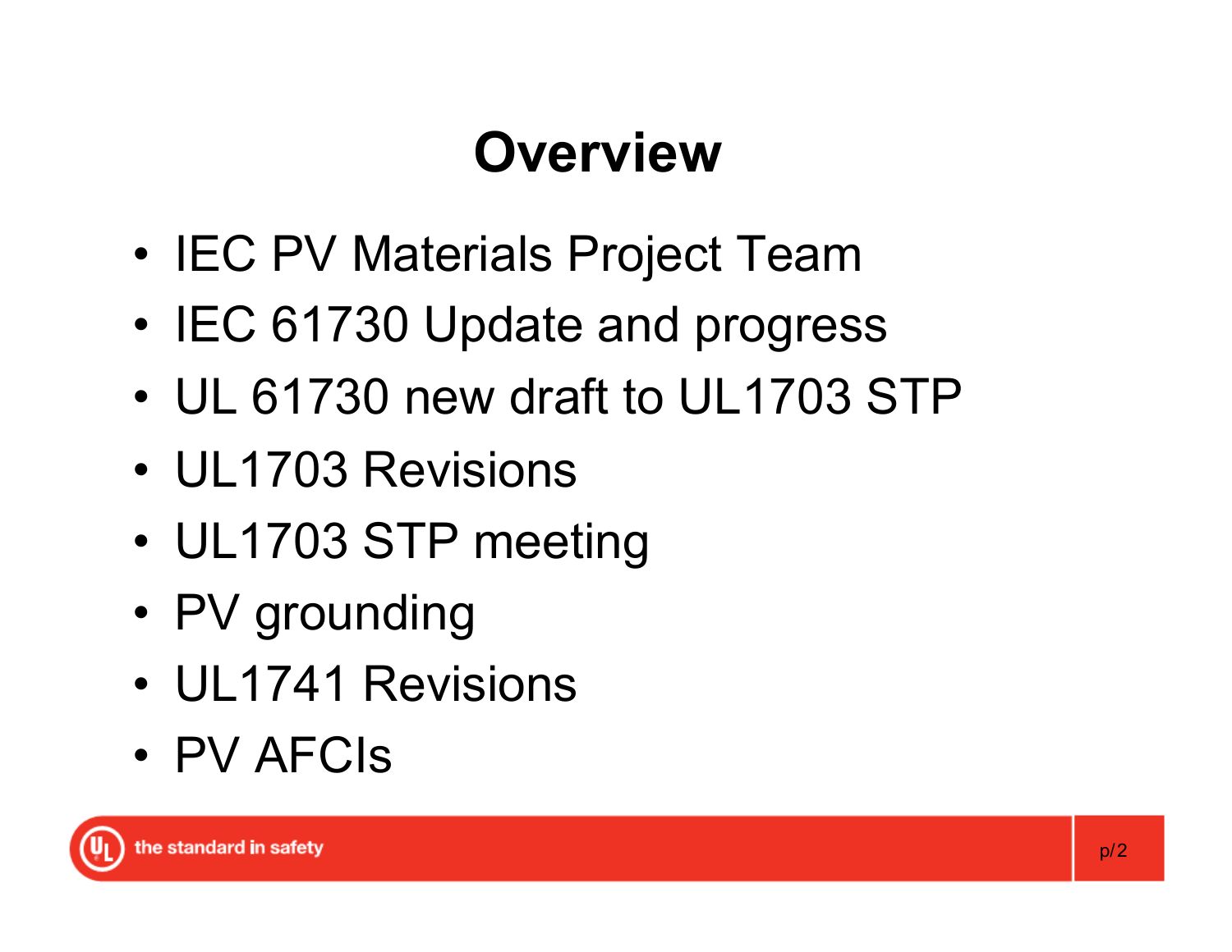# Overview

- IEC PV Materials Project Team
- IEC 61730 Update and progress
- UL 61730 new draft to UL1703 STP
- UL1703 Revisions
- UL1703 STP meeting
- PV grounding
- UL1741 Revisions
- PV AFCIs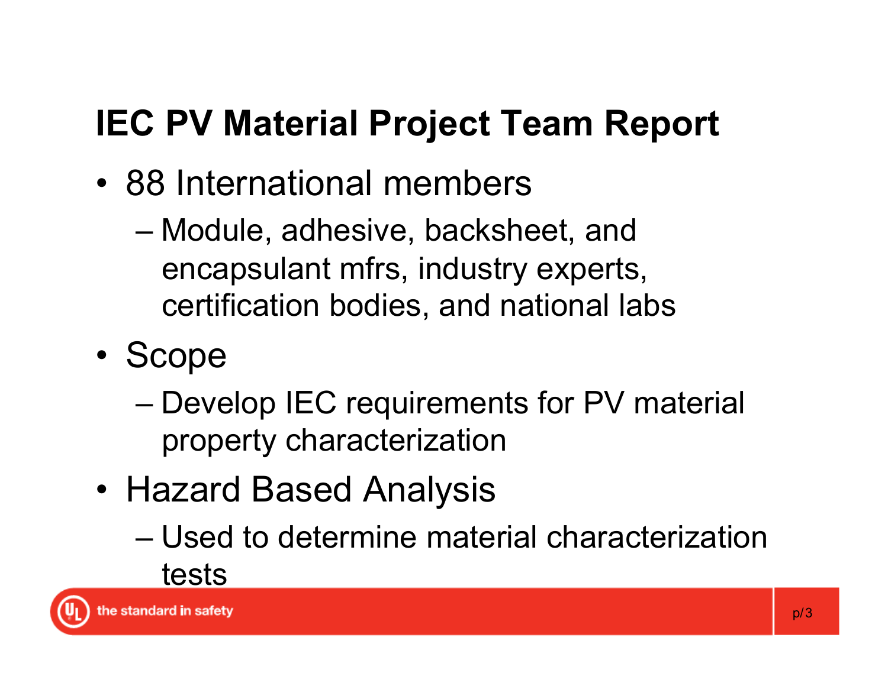# IEC PV Material Project Team Report

- 88 International members
  - Module, adhesive, backsheet, and encapsulant mfrs, industry experts, certification bodies, and national labs
- Scope
  - Develop IEC requirements for PV material property characterization
- Hazard Based Analysis
  - Used to determine material characterization tests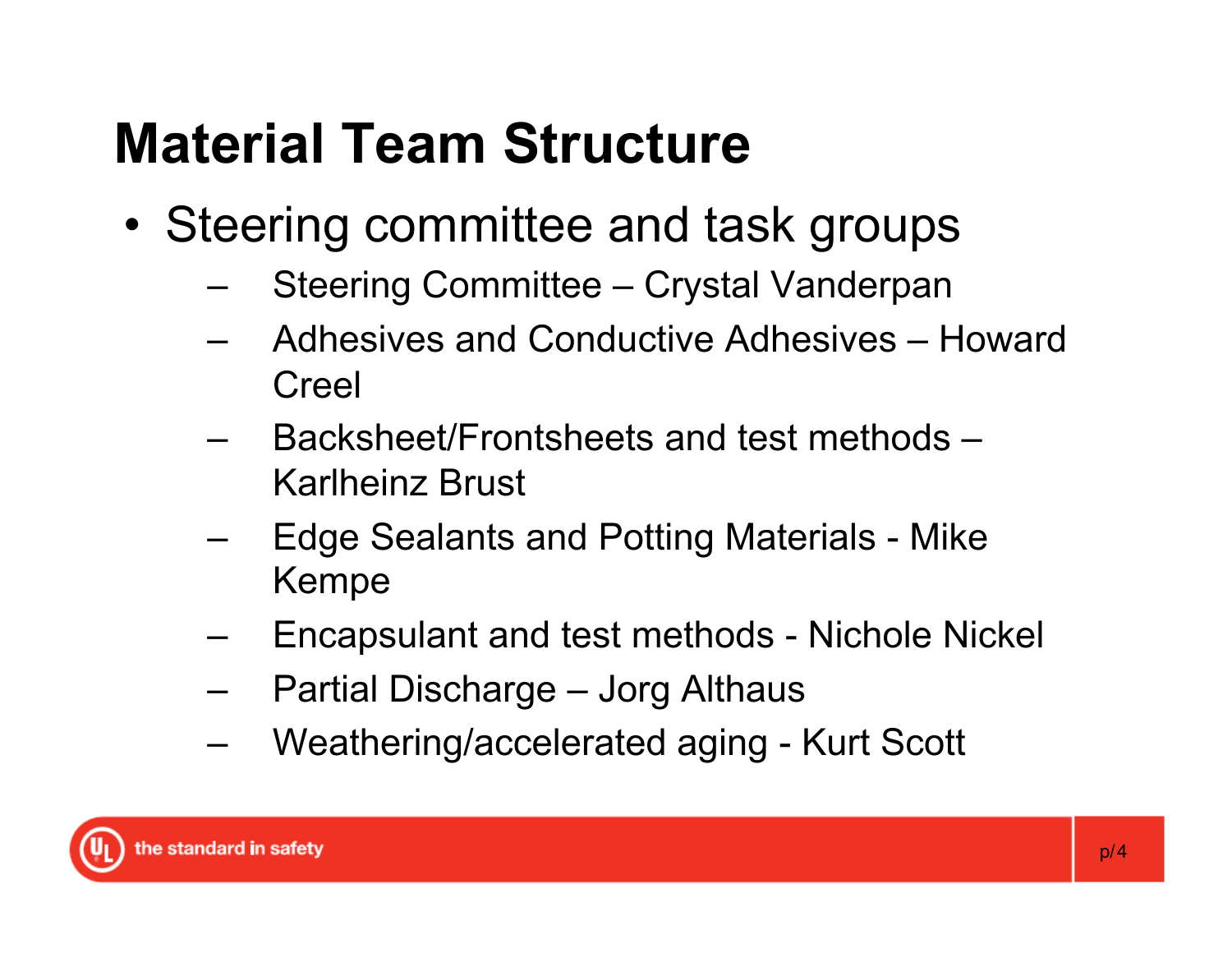# Material Team Structure

- Steering committee and task groups
  - Steering Committee – Crystal Vanderpan
  - Adhesives and Conductive Adhesives – Howard Creel
  - Backsheet/Frontsheets and test methods – Karlheinz Brust
  - Edge Sealants and Potting Materials - Mike Kempe
  - Encapsulant and test methods - Nichole Nickel
  - Partial Discharge – Jorg Althaus
  - Weathering/accelerated aging - Kurt Scott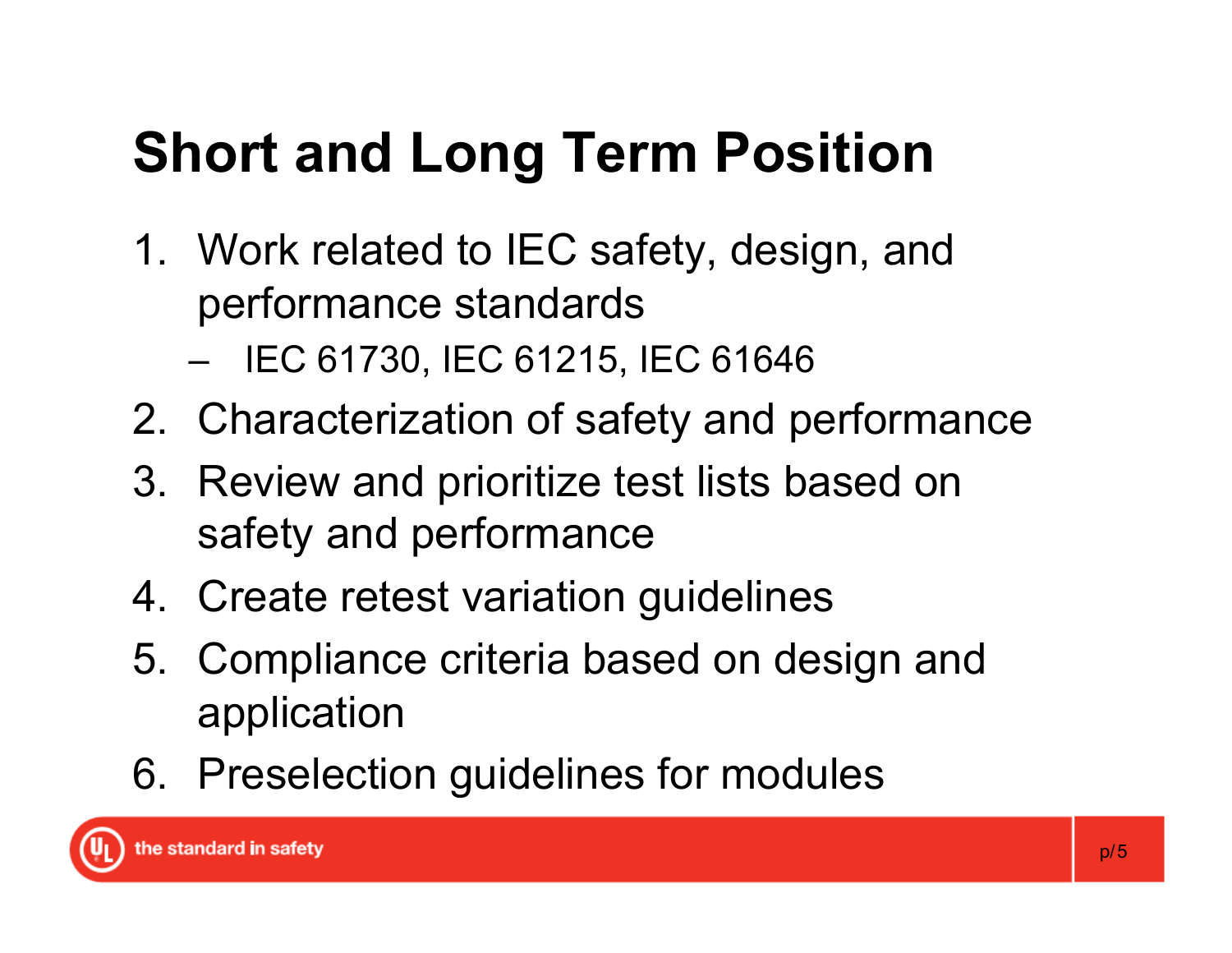# Short and Long Term Position

1. Work related to IEC safety, design, and performance standards
   - IEC 61730, IEC 61215, IEC 61646
2. Characterization of safety and performance
3. Review and prioritize test lists based on safety and performance
4. Create retest variation guidelines
5. Compliance criteria based on design and application
6. Preselection guidelines for modules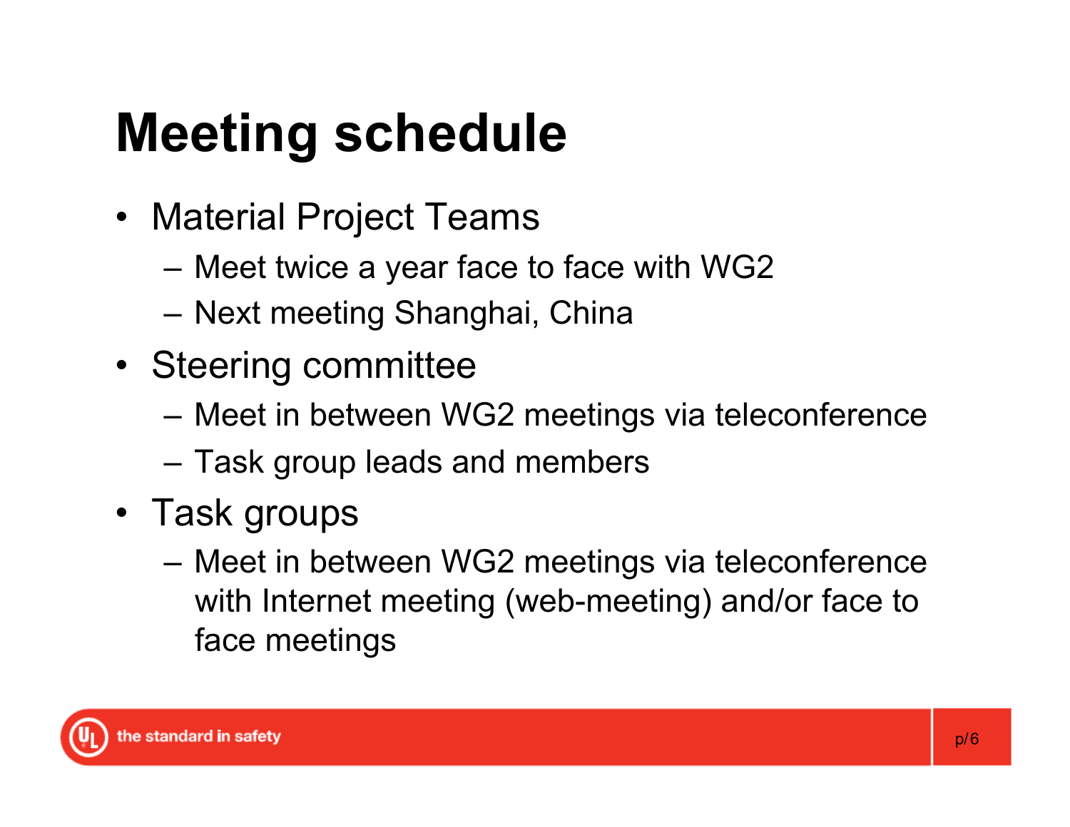# Meeting schedule

- Material Project Teams
  - Meet twice a year face to face with WG2
  - Next meeting Shanghai, China
- Steering committee
  - Meet in between WG2 meetings via teleconference
  - Task group leads and members
- Task groups
  - Meet in between WG2 meetings via teleconference with Internet meeting (web-meeting) and/or face to face meetings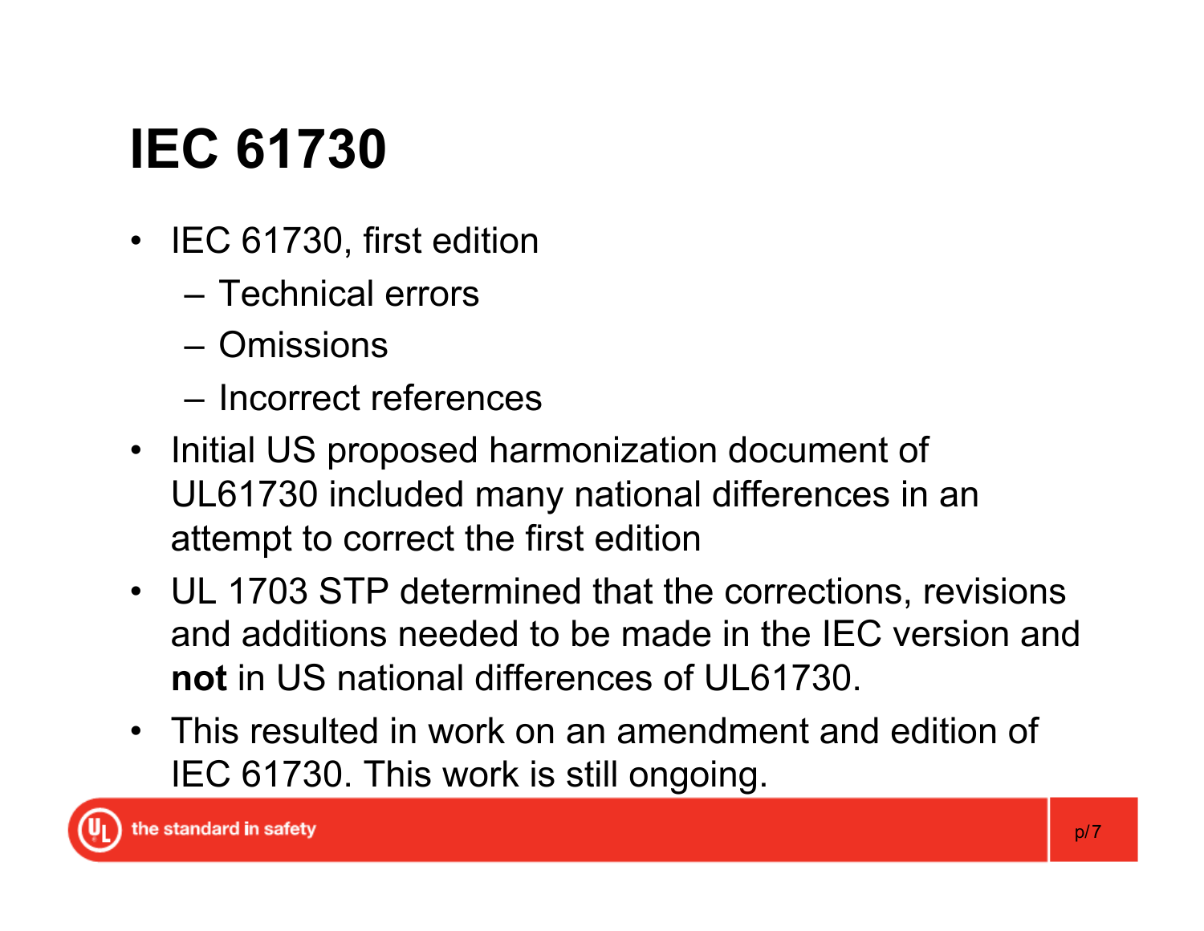# IEC 61730

- IEC 61730, first edition
  - Technical errors
  - Omissions
  - Incorrect references
- Initial US proposed harmonization document of UL61730 included many national differences in an attempt to correct the first edition
- UL 1703 STP determined that the corrections, revisions and additions needed to be made in the IEC version and **not** in US national differences of UL61730.
- This resulted in work on an amendment and edition of IEC 61730. This work is still ongoing.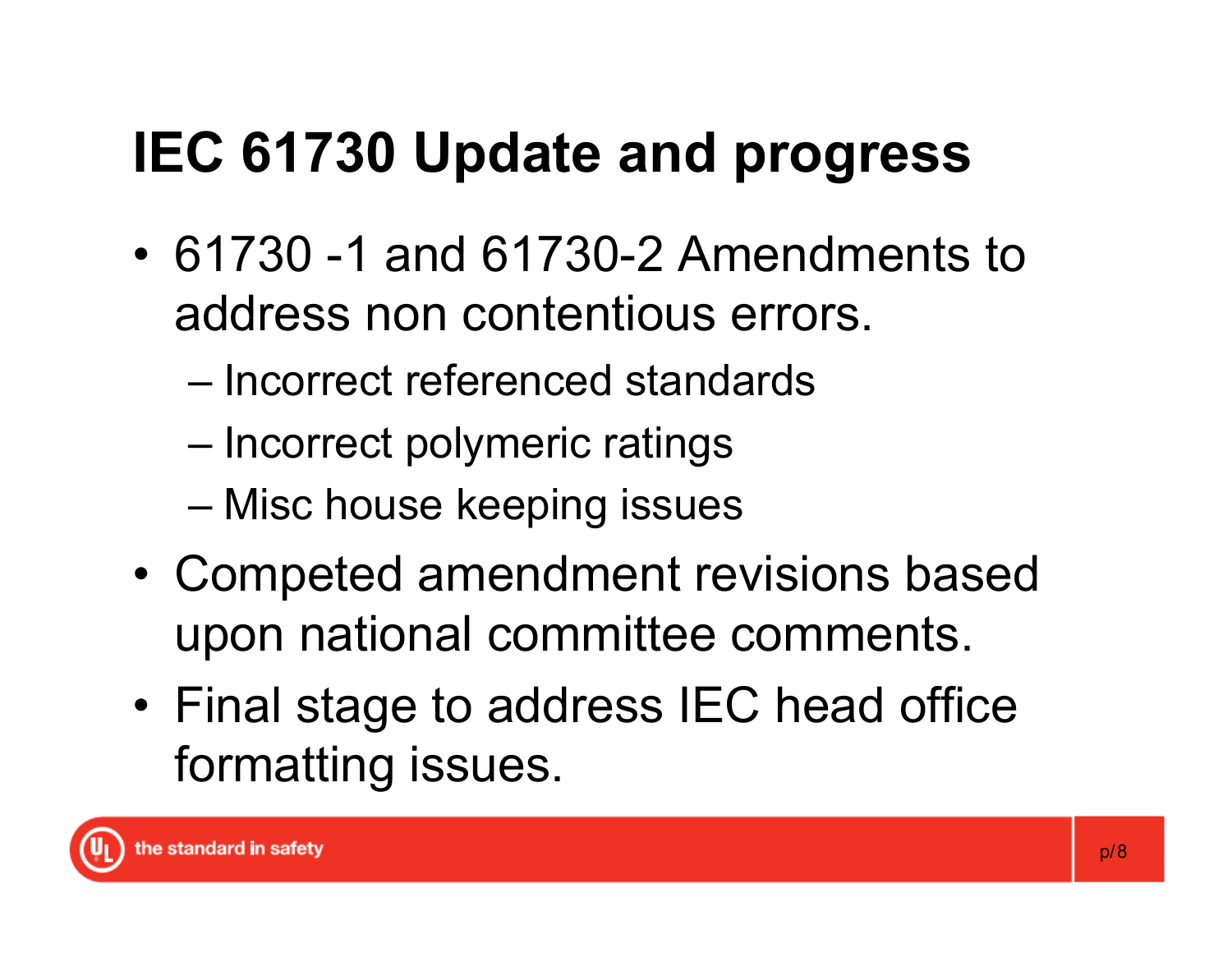# IEC 61730 Update and progress

- 61730 -1 and 61730-2 Amendments to address non contentious errors.
  - Incorrect referenced standards
  - Incorrect polymeric ratings
  - Misc house keeping issues
- Competed amendment revisions based upon national committee comments.
- Final stage to address IEC head office formatting issues.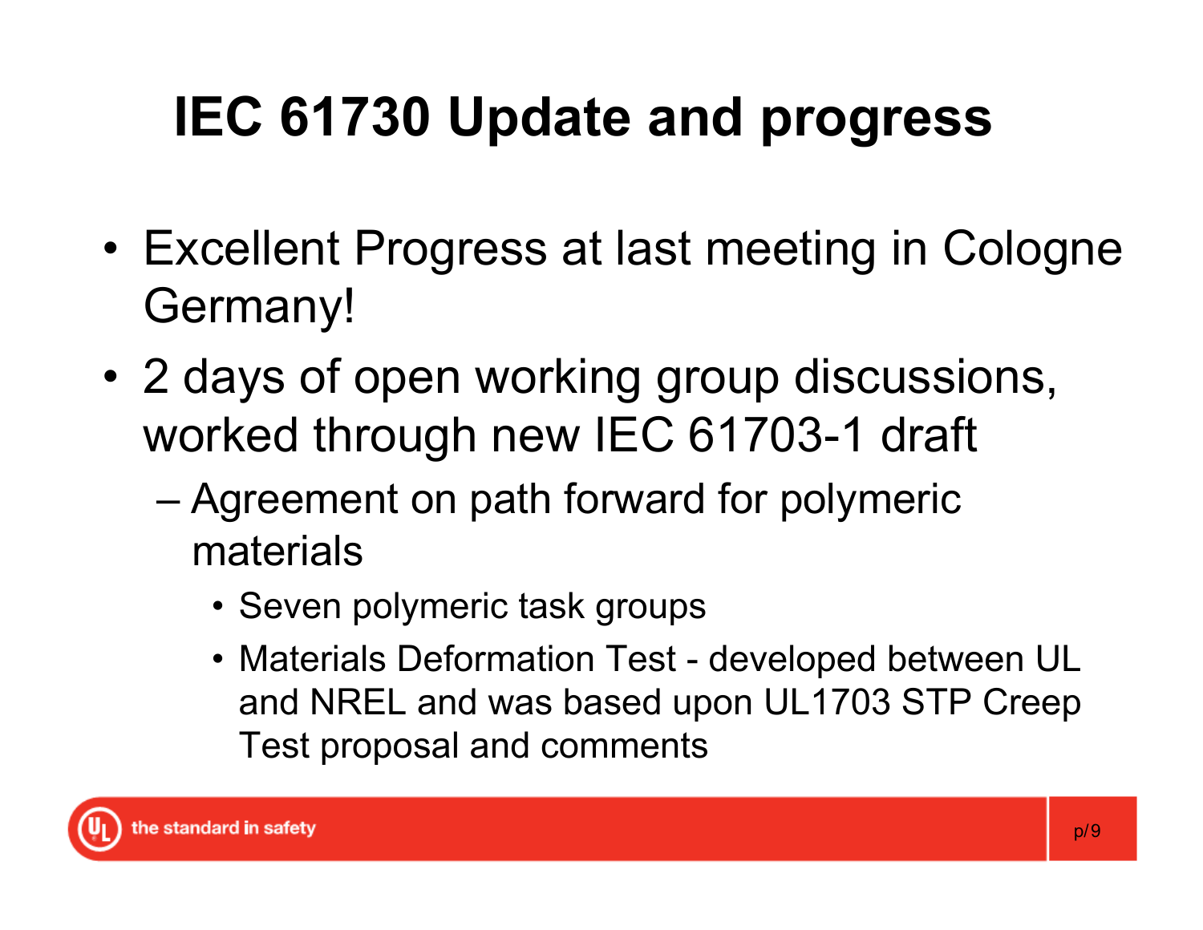# IEC 61730 Update and progress

- Excellent Progress at last meeting in Cologne Germany!
- 2 days of open working group discussions, worked through new IEC 61703-1 draft
  - Agreement on path forward for polymeric materials
    - Seven polymeric task groups
    - Materials Deformation Test - developed between UL and NREL and was based upon UL1703 STP Creep Test proposal and comments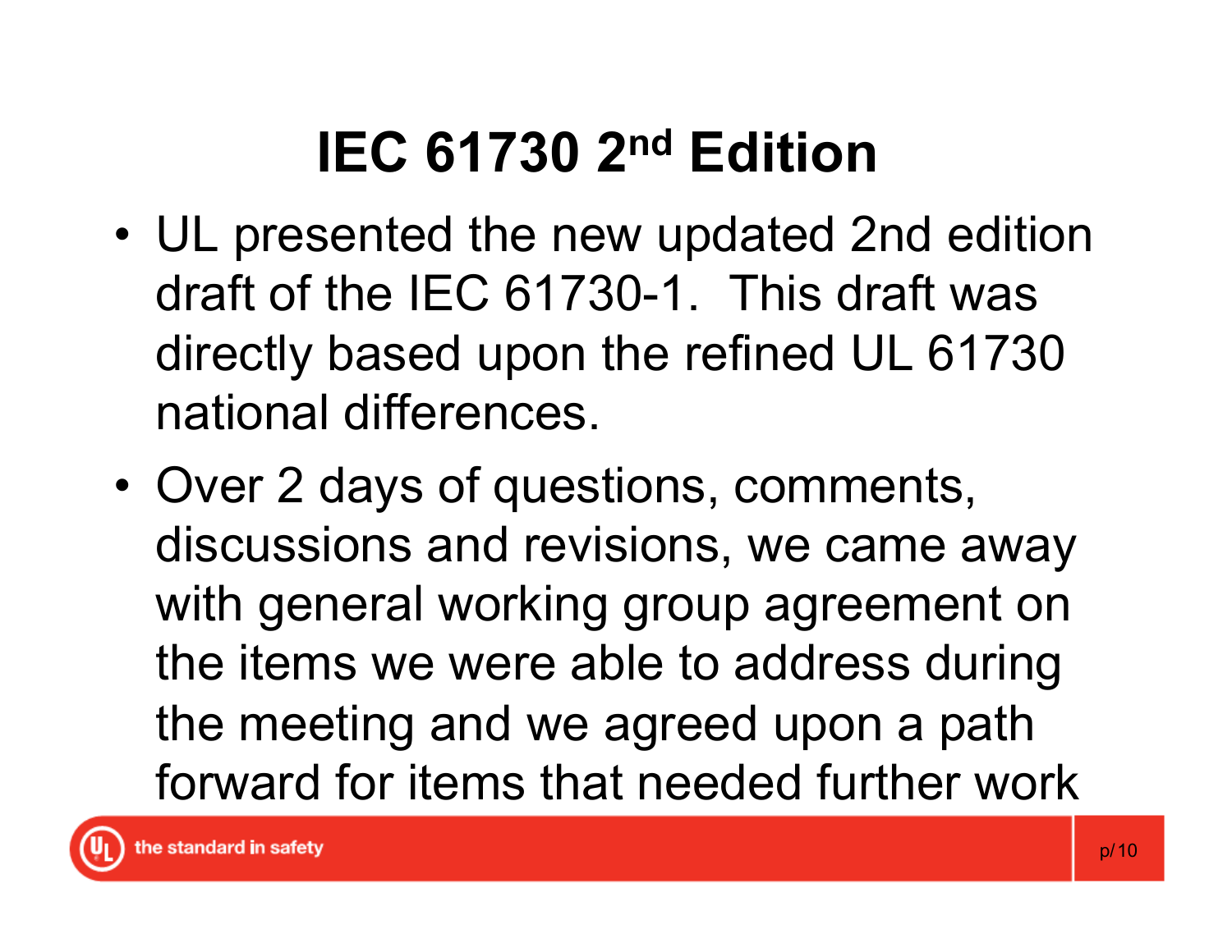# IEC 61730 2nd Edition

- UL presented the new updated 2nd edition draft of the IEC 61730-1. This draft was directly based upon the refined UL 61730 national differences.
- Over 2 days of questions, comments, discussions and revisions, we came away with general working group agreement on the items we were able to address during the meeting and we agreed upon a path forward for items that needed further work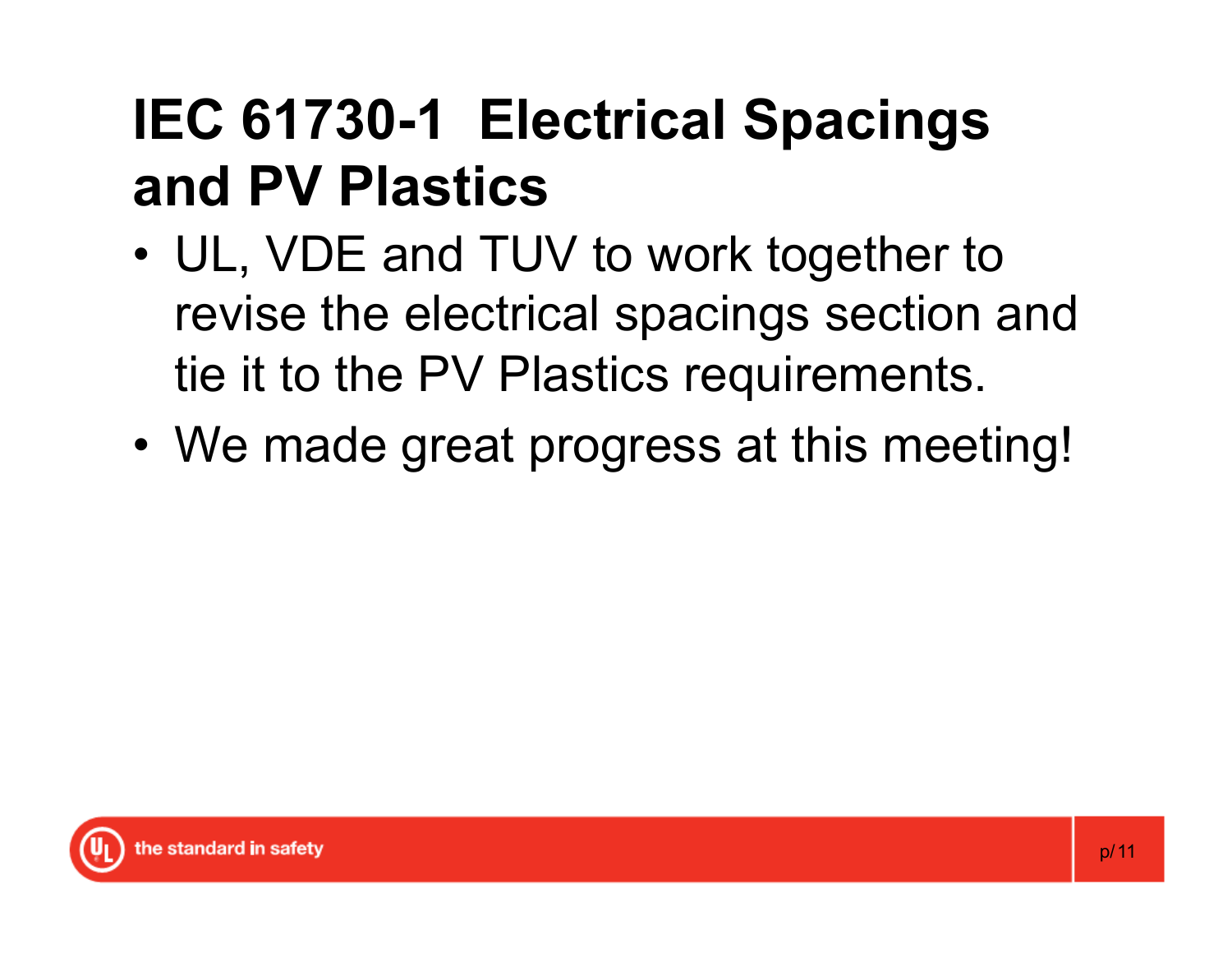# IEC 61730-1 Electrical Spacings and PV Plastics

- UL, VDE and TUV to work together to revise the electrical spacings section and tie it to the PV Plastics requirements.
- We made great progress at this meeting!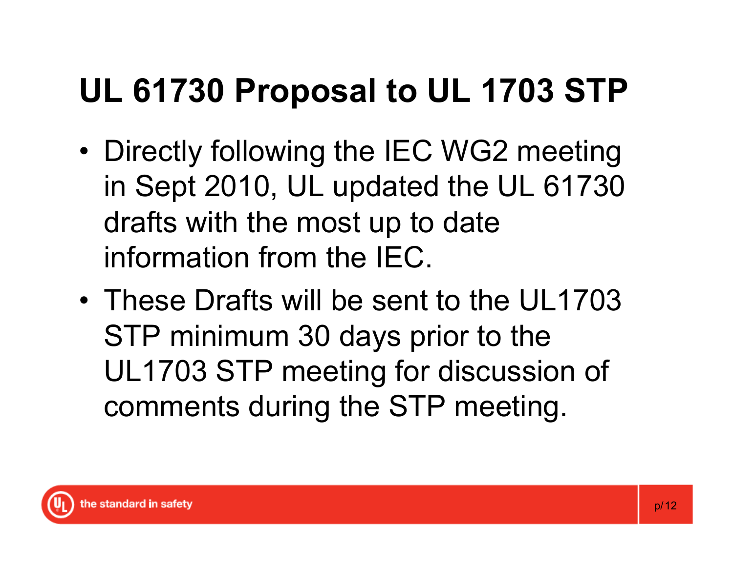# UL 61730 Proposal to UL 1703 STP

- Directly following the IEC WG2 meeting in Sept 2010, UL updated the UL 61730 drafts with the most up to date information from the IEC.
- These Drafts will be sent to the UL1703 STP minimum 30 days prior to the UL1703 STP meeting for discussion of comments during the STP meeting.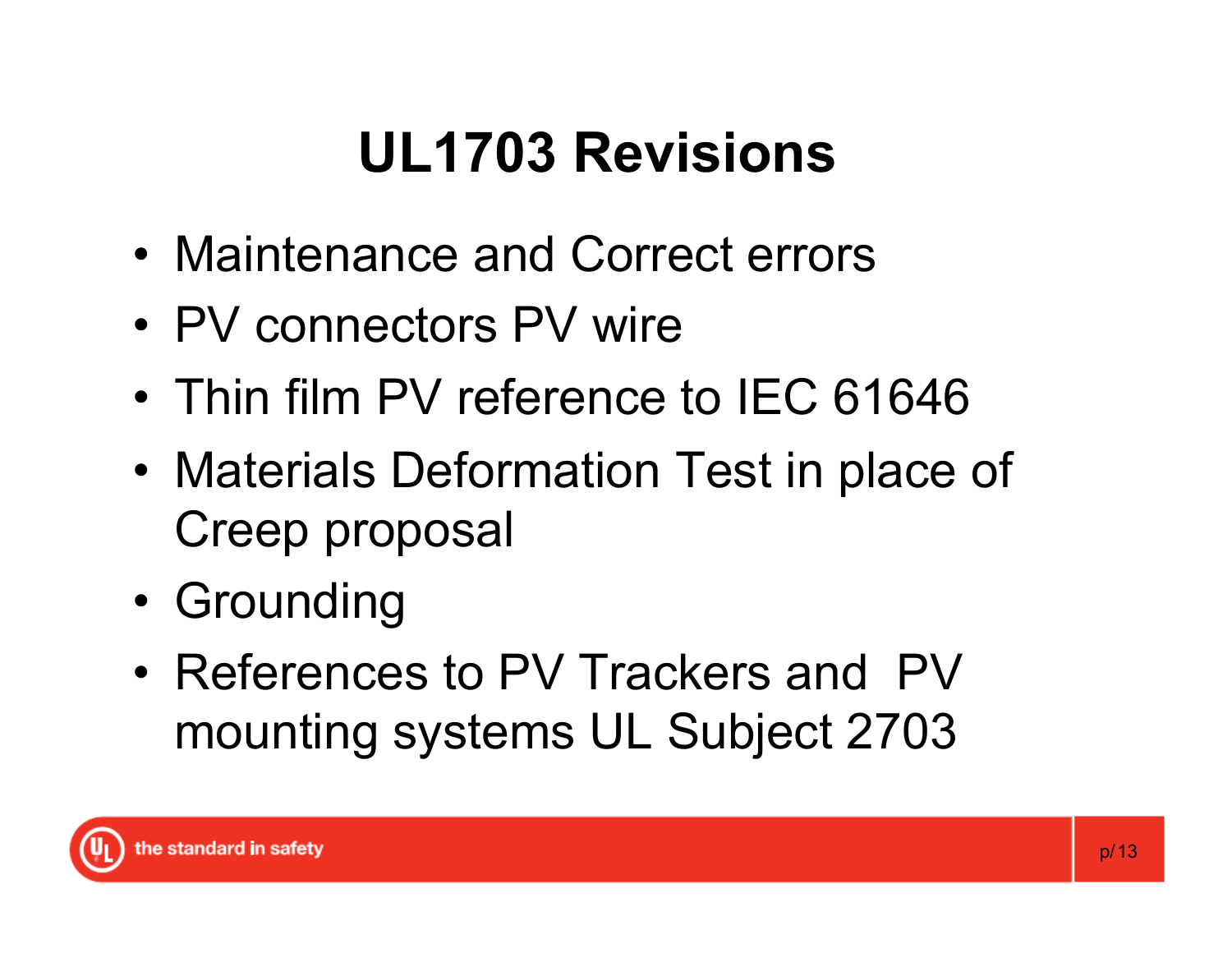# UL1703 Revisions

- Maintenance and Correct errors
- PV connectors PV wire
- Thin film PV reference to IEC 61646
- Materials Deformation Test in place of Creep proposal
- Grounding
- References to PV Trackers and PV mounting systems UL Subject 2703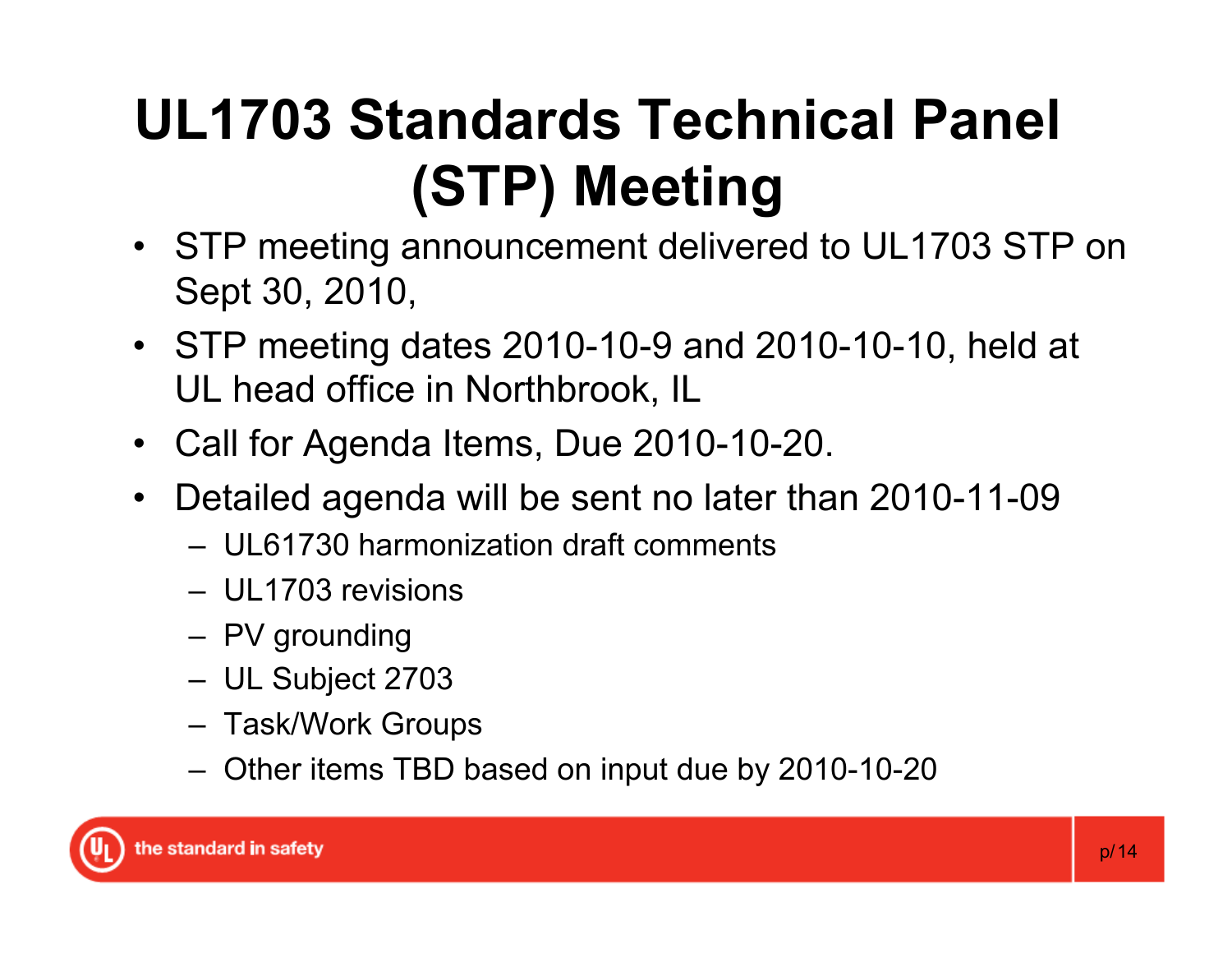# UL1703 Standards Technical Panel (STP) Meeting

- STP meeting announcement delivered to UL1703 STP on Sept 30, 2010,
- STP meeting dates 2010-10-9 and 2010-10-10, held at UL head office in Northbrook, IL
- Call for Agenda Items, Due 2010-10-20.
- Detailed agenda will be sent no later than 2010-11-09
  - UL61730 harmonization draft comments
  - UL1703 revisions
  - PV grounding
  - UL Subject 2703
  - Task/Work Groups
  - Other items TBD based on input due by 2010-10-20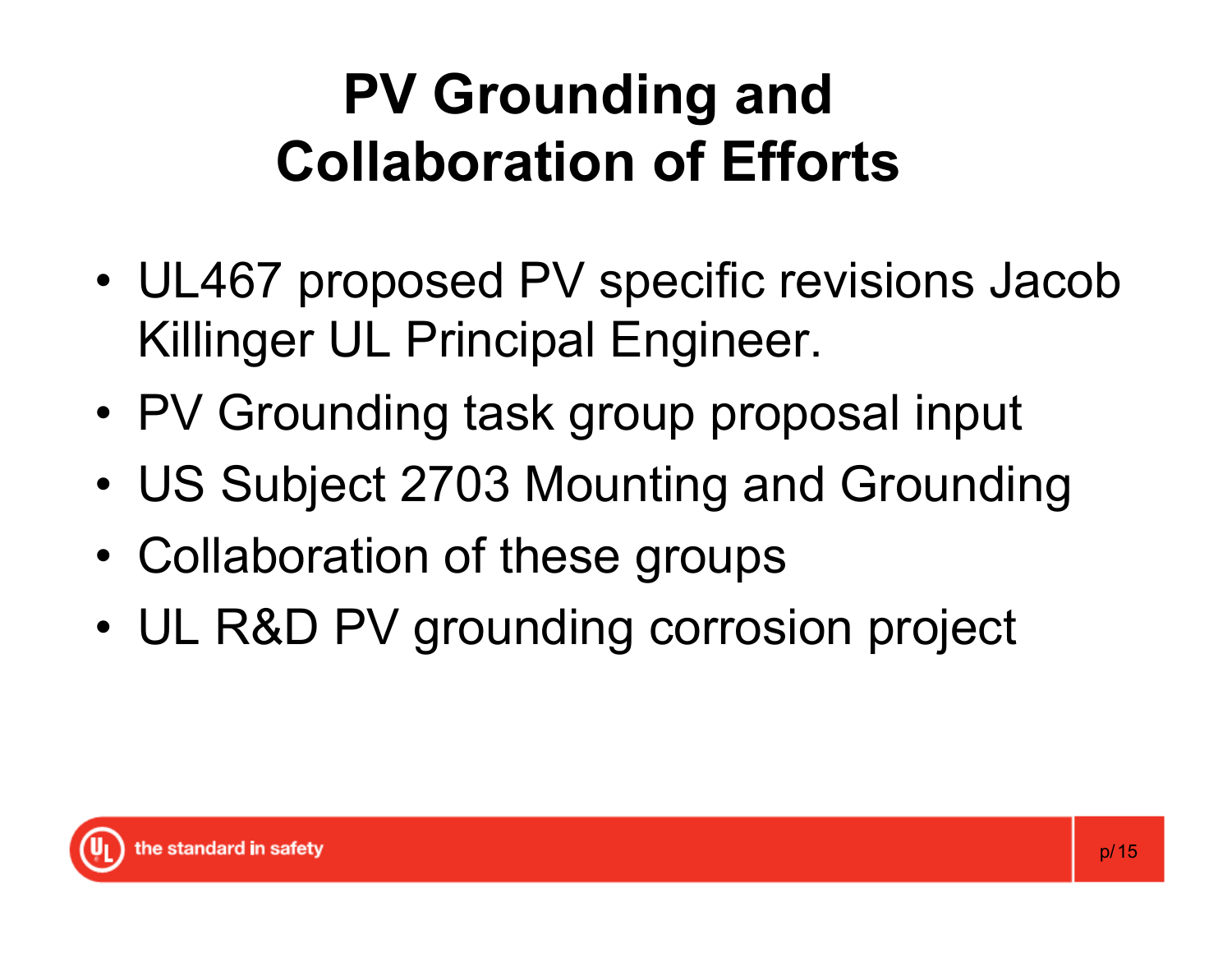# PV Grounding and Collaboration of Efforts

- UL467 proposed PV specific revisions Jacob Killinger UL Principal Engineer.
- PV Grounding task group proposal input
- US Subject 2703 Mounting and Grounding
- Collaboration of these groups
- UL R&D PV grounding corrosion project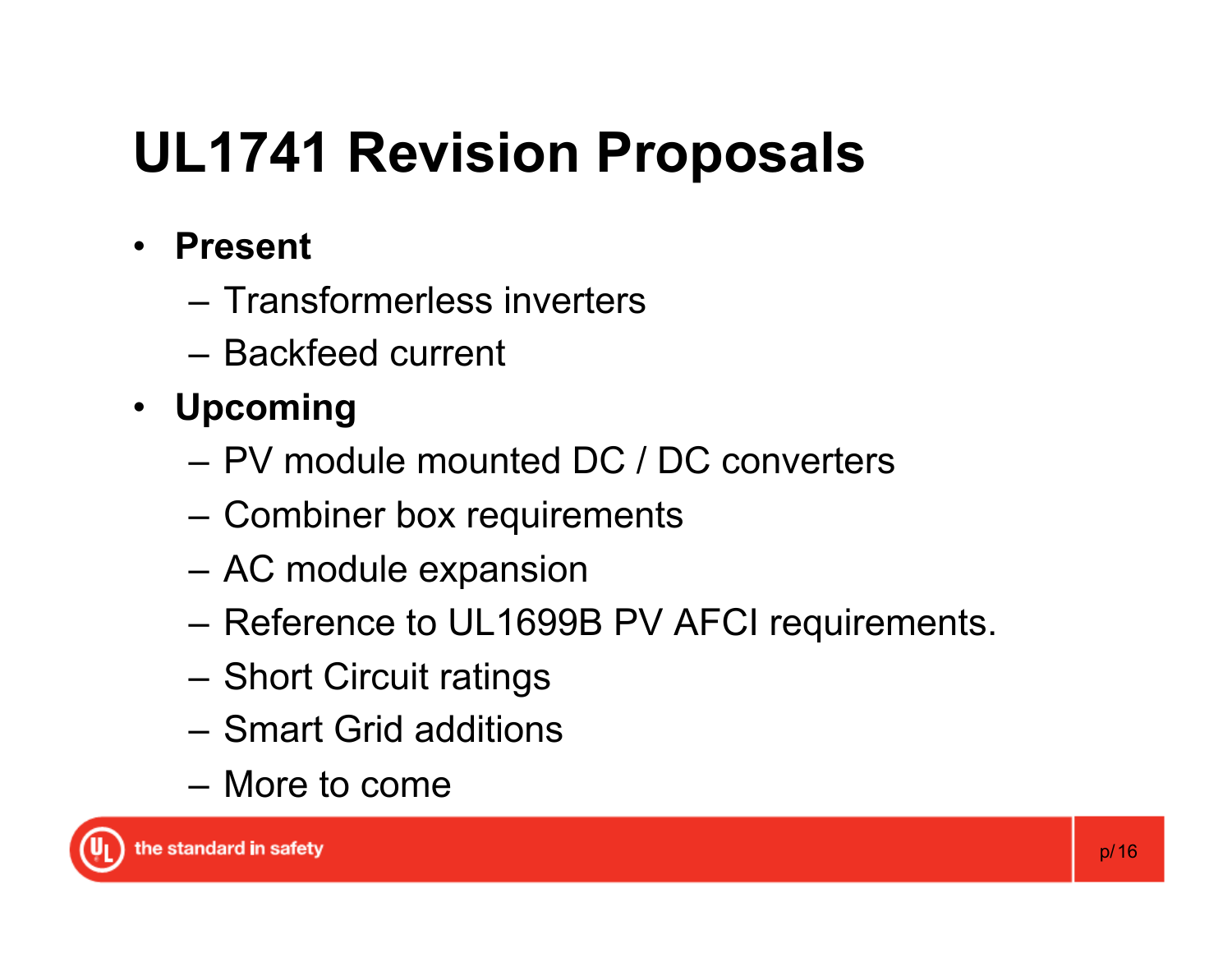# UL1741 Revision Proposals

- **Present**
  - Transformerless inverters
  - Backfeed current
- **Upcoming**
  - PV module mounted DC / DC converters
  - Combiner box requirements
  - AC module expansion
  - Reference to UL1699B PV AFCI requirements.
  - Short Circuit ratings
  - Smart Grid additions
  - More to come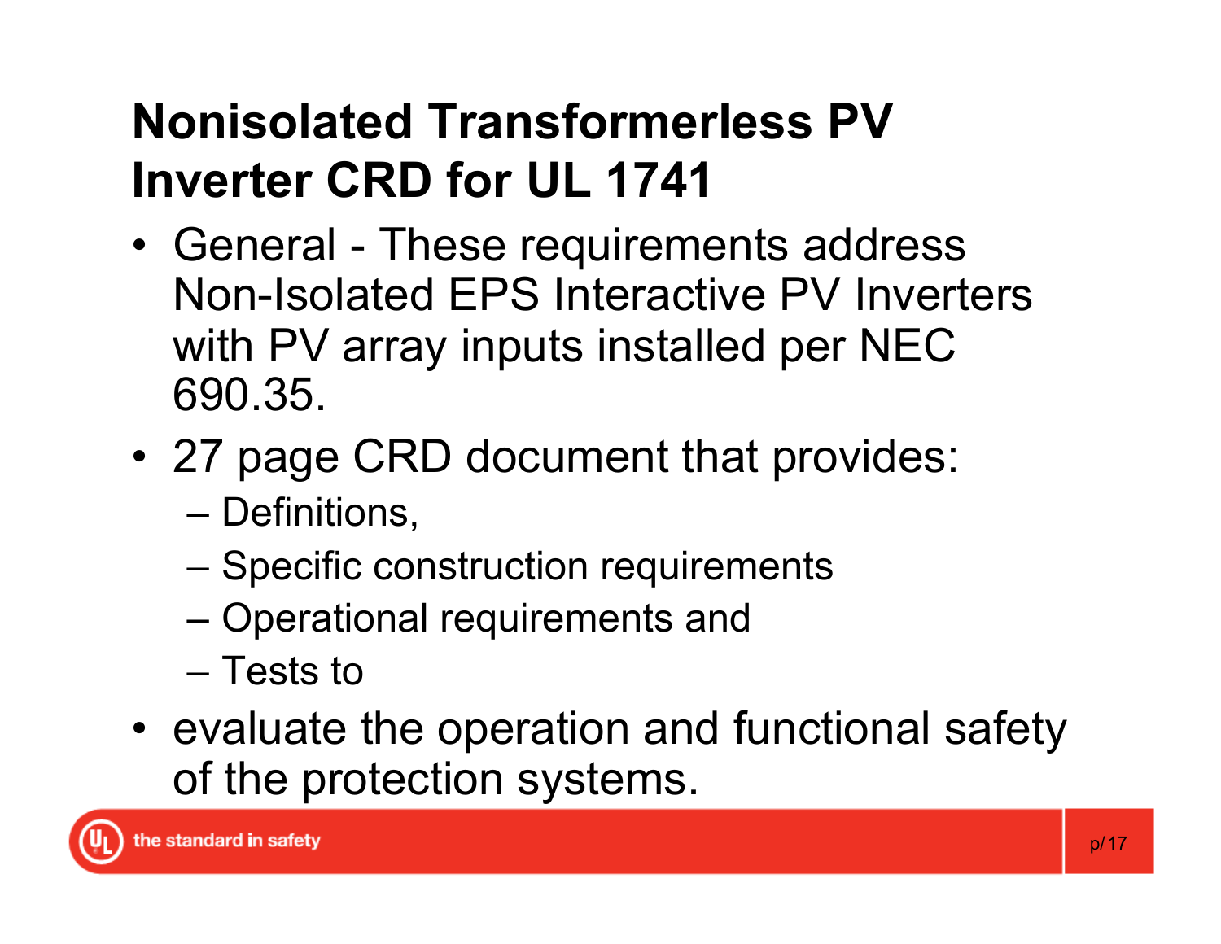# Nonisolated Transformerless PV Inverter CRD for UL 1741

- General - These requirements address Non-Isolated EPS Interactive PV Inverters with PV array inputs installed per NEC 690.35.
- 27 page CRD document that provides:
  - Definitions,
  - Specific construction requirements
  - Operational requirements and
  - Tests to
- evaluate the operation and functional safety of the protection systems.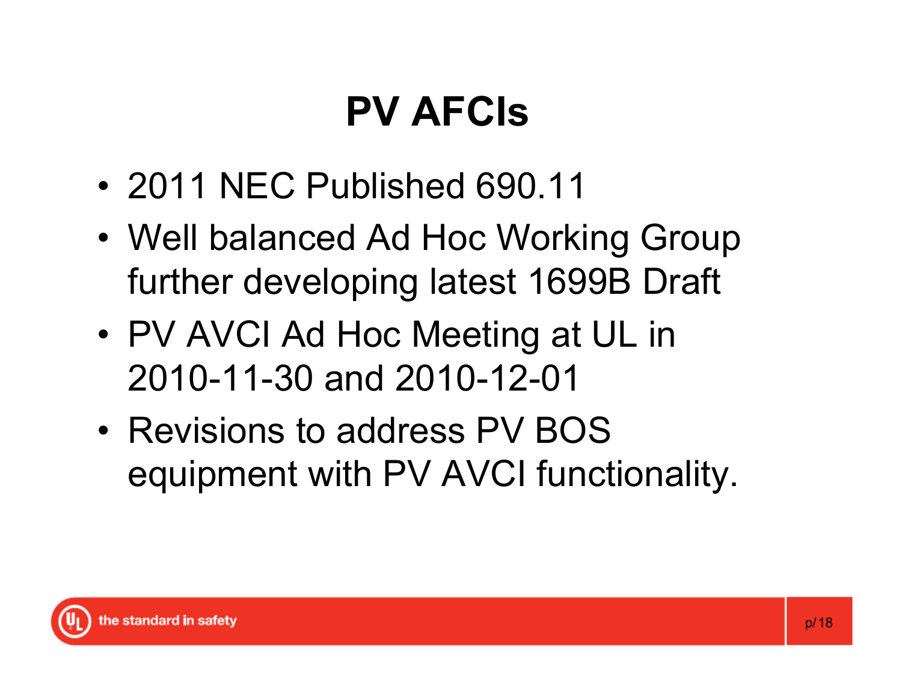# PV AFCIs

- 2011 NEC Published 690.11
- Well balanced Ad Hoc Working Group further developing latest 1699B Draft
- PV AVCI Ad Hoc Meeting at UL in 2010-11-30 and 2010-12-01
- Revisions to address PV BOS equipment with PV AVCI functionality.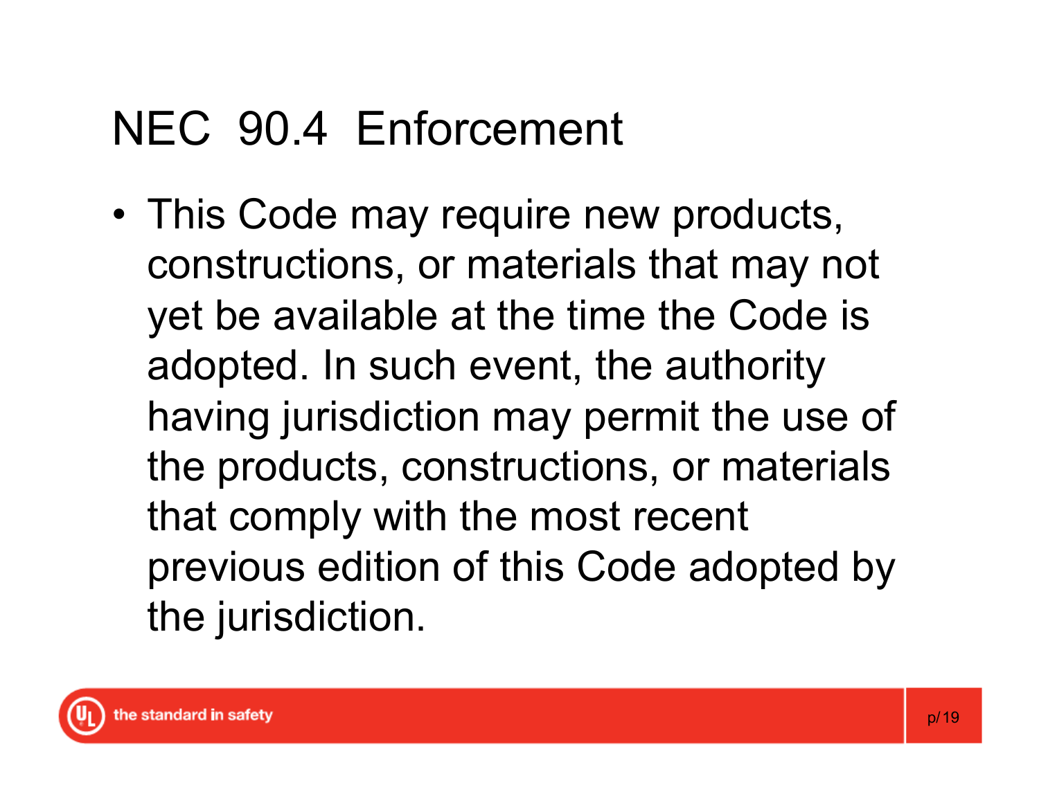# NEC 90.4 Enforcement

- This Code may require new products, constructions, or materials that may not yet be available at the time the Code is adopted. In such event, the authority having jurisdiction may permit the use of the products, constructions, or materials that comply with the most recent previous edition of this Code adopted by the jurisdiction.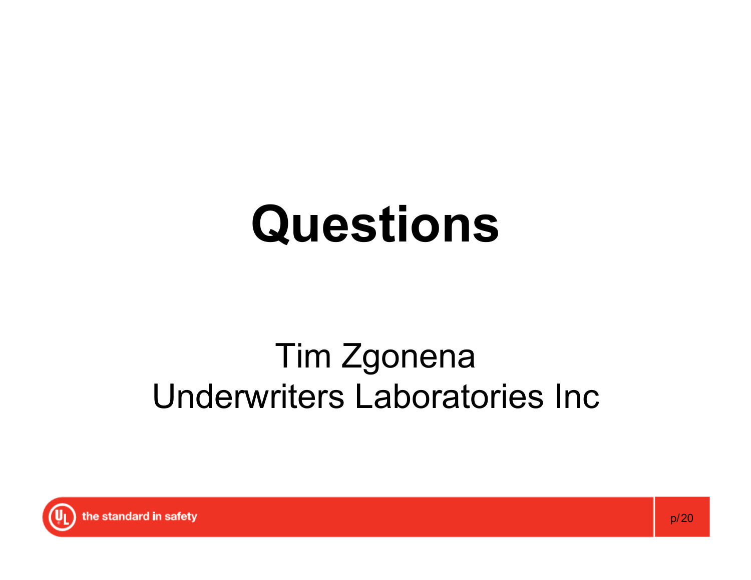# Questions

Tim Zgonena

Underwriters Laboratories Inc